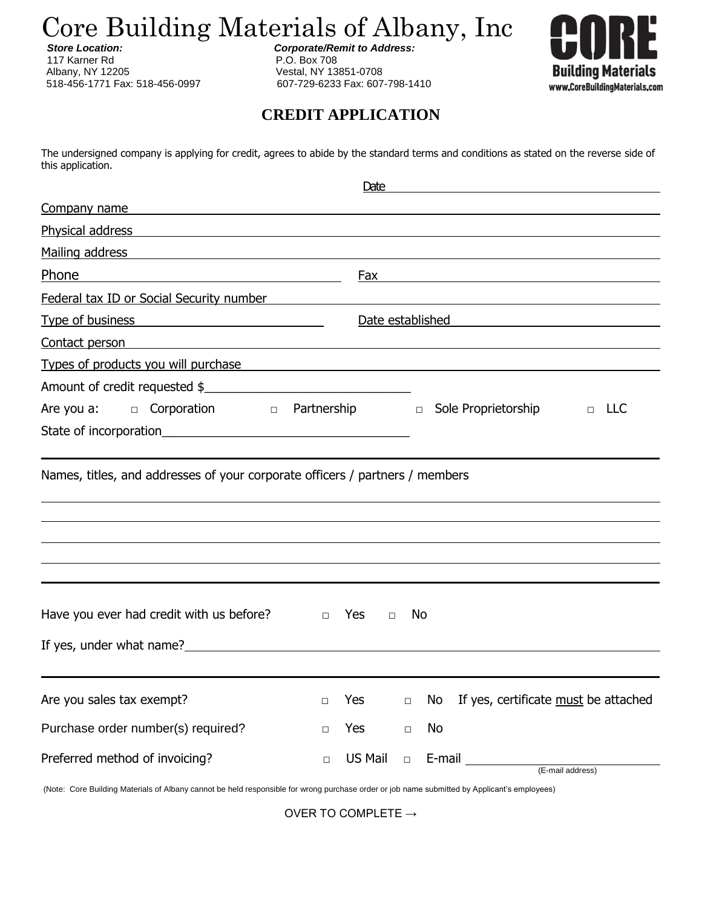# Core Building Materials of Albany, Inc

***Store Location:***
117 Karner Rd
Albany, NY 12205
518-456-1771 Fax: 518-456-0997

***Corporate/Remit to Address:***
P.O. Box 708
Vestal, NY 13851-0708
607-729-6233 Fax: 607-798-1410

**CORE**
**Building Materials**
**www.CoreBuildingMaterials.com**

## CREDIT APPLICATION

The undersigned company is applying for credit, agrees to abide by the standard terms and conditions as stated on the reverse side of this application.

Date ______________________________

Company name ______________________________

Physical address ______________________________

Mailing address ______________________________

Phone ______________________________ Fax ______________________________

Federal tax ID or Social Security number ______________________________

Type of business ______________________________ Date established ______________________________

Contact person ______________________________

Types of products you will purchase ______________________________

Amount of credit requested $______________________________

Are you a: □ Corporation □ Partnership □ Sole Proprietorship □ LLC

State of incorporation______________________________

---

Names, titles, and addresses of your corporate officers / partners / members

______________________________

______________________________

______________________________

______________________________

---

Have you ever had credit with us before? □ Yes □ No

If yes, under what name?______________________________

---

Are you sales tax exempt? □ Yes □ No If yes, certificate must be attached

Purchase order number(s) required? □ Yes □ No

Preferred method of invoicing? □ US Mail □ E-mail ______________________________
(E-mail address)

(Note: Core Building Materials of Albany cannot be held responsible for wrong purchase order or job name submitted by Applicant's employees)

OVER TO COMPLETE →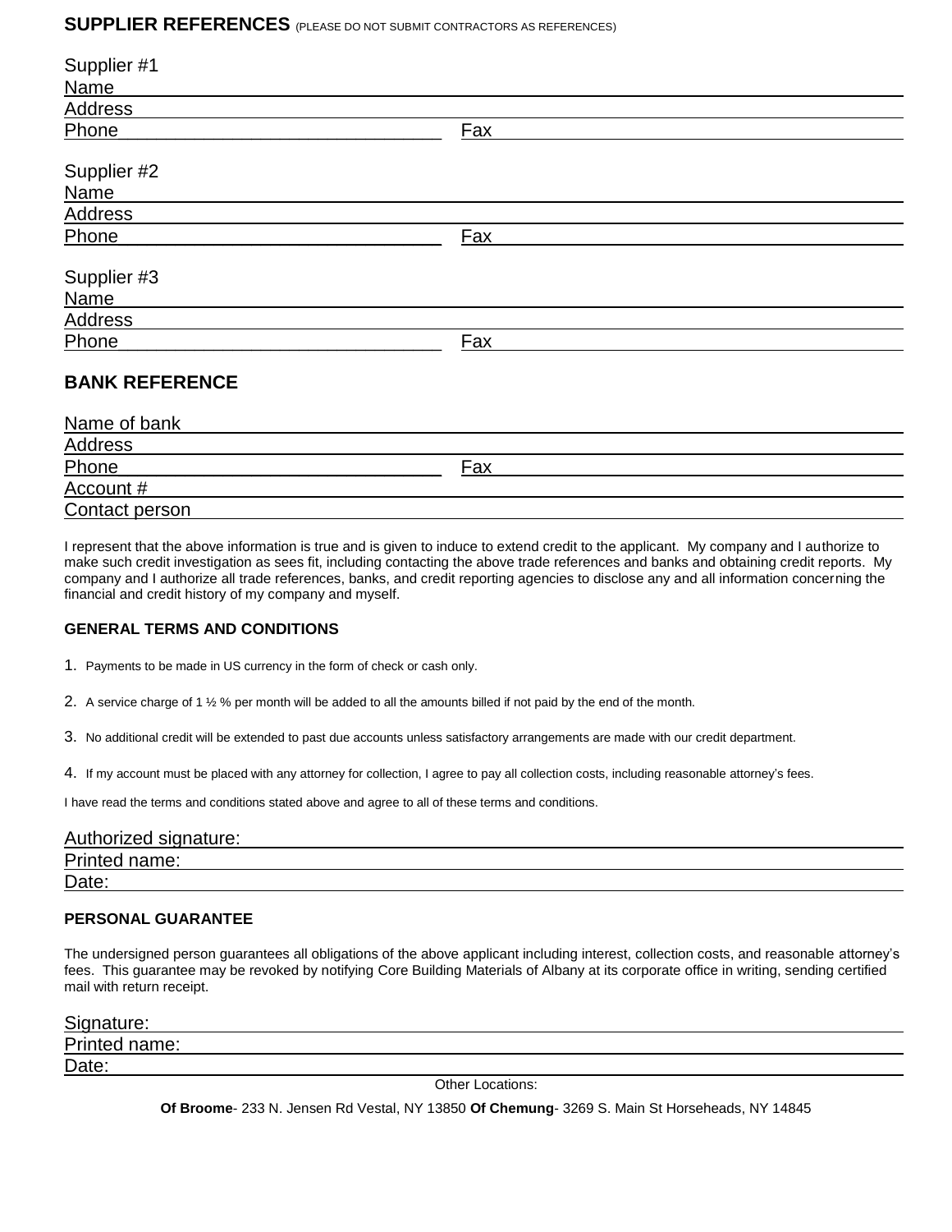## SUPPLIER REFERENCES (PLEASE DO NOT SUBMIT CONTRACTORS AS REFERENCES)

Supplier #1

Name ____________________

Address ____________________

Phone ____________________ Fax ____________________

Supplier #2

Name ____________________

Address ____________________

Phone ____________________ Fax ____________________

Supplier #3

Name ____________________

Address ____________________

Phone ____________________ Fax ____________________

## BANK REFERENCE

Name of bank ____________________

Address ____________________

Phone ____________________ Fax ____________________

Account # ____________________

Contact person ____________________

I represent that the above information is true and is given to induce to extend credit to the applicant. My company and I authorize to make such credit investigation as sees fit, including contacting the above trade references and banks and obtaining credit reports. My company and I authorize all trade references, banks, and credit reporting agencies to disclose any and all information concerning the financial and credit history of my company and myself.

### GENERAL TERMS AND CONDITIONS

1. Payments to be made in US currency in the form of check or cash only.
2. A service charge of 1 ½ % per month will be added to all the amounts billed if not paid by the end of the month.
3. No additional credit will be extended to past due accounts unless satisfactory arrangements are made with our credit department.
4. If my account must be placed with any attorney for collection, I agree to pay all collection costs, including reasonable attorney's fees.

I have read the terms and conditions stated above and agree to all of these terms and conditions.

Authorized signature: ____________________

Printed name: ____________________

Date: ____________________

### PERSONAL GUARANTEE

The undersigned person guarantees all obligations of the above applicant including interest, collection costs, and reasonable attorney's fees. This guarantee may be revoked by notifying Core Building Materials of Albany at its corporate office in writing, sending certified mail with return receipt.

Signature: ____________________

Printed name: ____________________

Date: ____________________

Other Locations:

**Of Broome**- 233 N. Jensen Rd Vestal, NY 13850 **Of Chemung**- 3269 S. Main St Horseheads, NY 14845